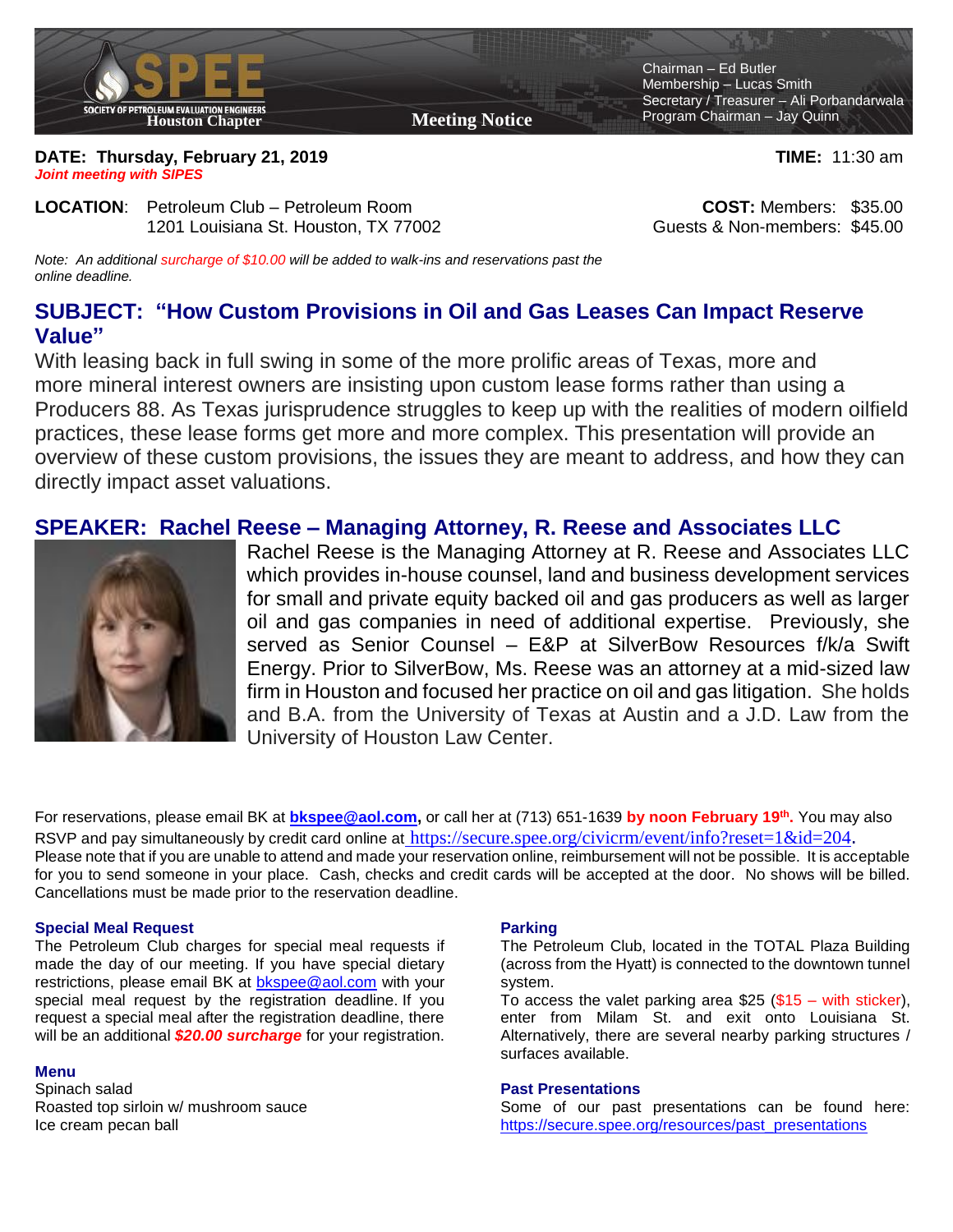SPEE

SOCIETY OF PETROLEUM EVALUATION ENGINEERS

Houston Chapter

**Meeting Notice**

Chairman – Ed Butler
Membership – Lucas Smith
Secretary / Treasurer – Ali Porbandarwala
Program Chairman – Jay Quinn

**DATE: Thursday, February 21, 2019** **TIME:** 11:30 am

***Joint meeting with SIPES***

**LOCATION**: Petroleum Club – Petroleum Room
1201 Louisiana St. Houston, TX 77002

**COST:** Members: $35.00
Guests & Non-members: $45.00

*Note: An additional surcharge of $10.00 will be added to walk-ins and reservations past the online deadline.*

## SUBJECT: "How Custom Provisions in Oil and Gas Leases Can Impact Reserve Value"

With leasing back in full swing in some of the more prolific areas of Texas, more and more mineral interest owners are insisting upon custom lease forms rather than using a Producers 88. As Texas jurisprudence struggles to keep up with the realities of modern oilfield practices, these lease forms get more and more complex. This presentation will provide an overview of these custom provisions, the issues they are meant to address, and how they can directly impact asset valuations.

## SPEAKER: Rachel Reese – Managing Attorney, R. Reese and Associates LLC

Rachel Reese is the Managing Attorney at R. Reese and Associates LLC which provides in-house counsel, land and business development services for small and private equity backed oil and gas producers as well as larger oil and gas companies in need of additional expertise. Previously, she served as Senior Counsel – E&P at SilverBow Resources f/k/a Swift Energy. Prior to SilverBow, Ms. Reese was an attorney at a mid-sized law firm in Houston and focused her practice on oil and gas litigation. She holds and B.A. from the University of Texas at Austin and a J.D. Law from the University of Houston Law Center.

For reservations, please email BK at **bkspee@aol.com,** or call her at (713) 651-1639 **by noon February 19th.** You may also RSVP and pay simultaneously by credit card online at https://secure.spee.org/civicrm/event/info?reset=1&id=204**.** Please note that if you are unable to attend and made your reservation online, reimbursement will not be possible. It is acceptable for you to send someone in your place. Cash, checks and credit cards will be accepted at the door. No shows will be billed. Cancellations must be made prior to the reservation deadline.

### Special Meal Request

The Petroleum Club charges for special meal requests if made the day of our meeting. If you have special dietary restrictions, please email BK at bkspee@aol.com with your special meal request by the registration deadline. If you request a special meal after the registration deadline, there will be an additional ***$20.00 surcharge*** for your registration.

### Menu

Spinach salad
Roasted top sirloin w/ mushroom sauce
Ice cream pecan ball

### Parking

The Petroleum Club, located in the TOTAL Plaza Building (across from the Hyatt) is connected to the downtown tunnel system.

To access the valet parking area $25 ($15 – with sticker), enter from Milam St. and exit onto Louisiana St. Alternatively, there are several nearby parking structures / surfaces available.

### Past Presentations

Some of our past presentations can be found here: https://secure.spee.org/resources/past_presentations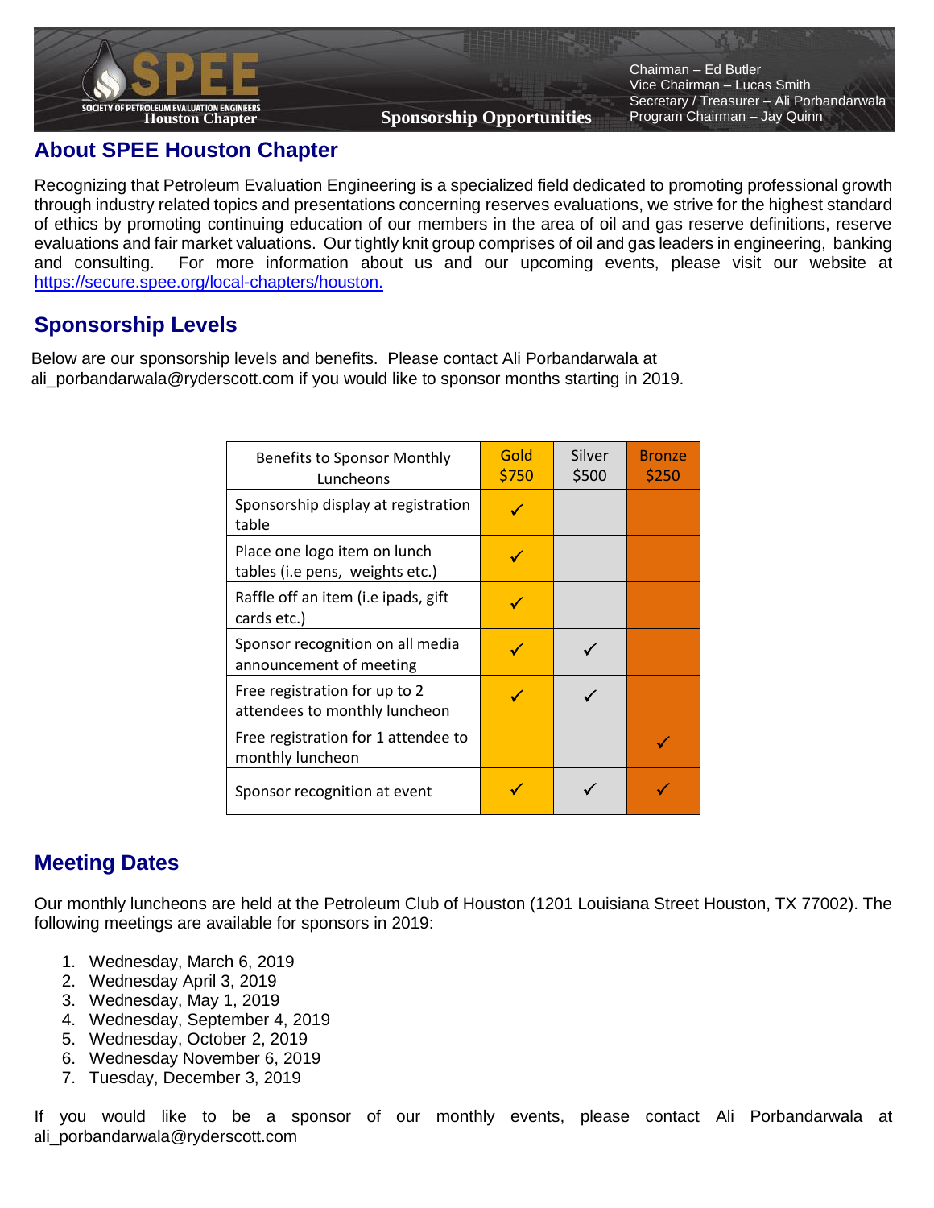SPEE

SOCIETY OF PETROLEUM EVALUATION ENGINEERS

Houston Chapter

**Sponsorship Opportunities**

Chairman – Ed Butler
Vice Chairman – Lucas Smith
Secretary / Treasurer – Ali Porbandarwala
Program Chairman – Jay Quinn

## About SPEE Houston Chapter

Recognizing that Petroleum Evaluation Engineering is a specialized field dedicated to promoting professional growth through industry related topics and presentations concerning reserves evaluations, we strive for the highest standard of ethics by promoting continuing education of our members in the area of oil and gas reserve definitions, reserve evaluations and fair market valuations. Our tightly knit group comprises of oil and gas leaders in engineering, banking and consulting. For more information about us and our upcoming events, please visit our website at https://secure.spee.org/local-chapters/houston.

## Sponsorship Levels

Below are our sponsorship levels and benefits. Please contact Ali Porbandarwala at ali_porbandarwala@ryderscott.com if you would like to sponsor months starting in 2019.

| Benefits to Sponsor Monthly Luncheons | Gold $750 | Silver $500 | Bronze $250 |
|---|---|---|---|
| Sponsorship display at registration table | ✓ | | |
| Place one logo item on lunch tables (i.e pens, weights etc.) | ✓ | | |
| Raffle off an item (i.e ipads, gift cards etc.) | ✓ | | |
| Sponsor recognition on all media announcement of meeting | ✓ | ✓ | |
| Free registration for up to 2 attendees to monthly luncheon | ✓ | ✓ | |
| Free registration for 1 attendee to monthly luncheon | | | ✓ |
| Sponsor recognition at event | ✓ | ✓ | ✓ |

## Meeting Dates

Our monthly luncheons are held at the Petroleum Club of Houston (1201 Louisiana Street Houston, TX 77002). The following meetings are available for sponsors in 2019:

1. Wednesday, March 6, 2019
2. Wednesday April 3, 2019
3. Wednesday, May 1, 2019
4. Wednesday, September 4, 2019
5. Wednesday, October 2, 2019
6. Wednesday November 6, 2019
7. Tuesday, December 3, 2019

If you would like to be a sponsor of our monthly events, please contact Ali Porbandarwala at ali_porbandarwala@ryderscott.com